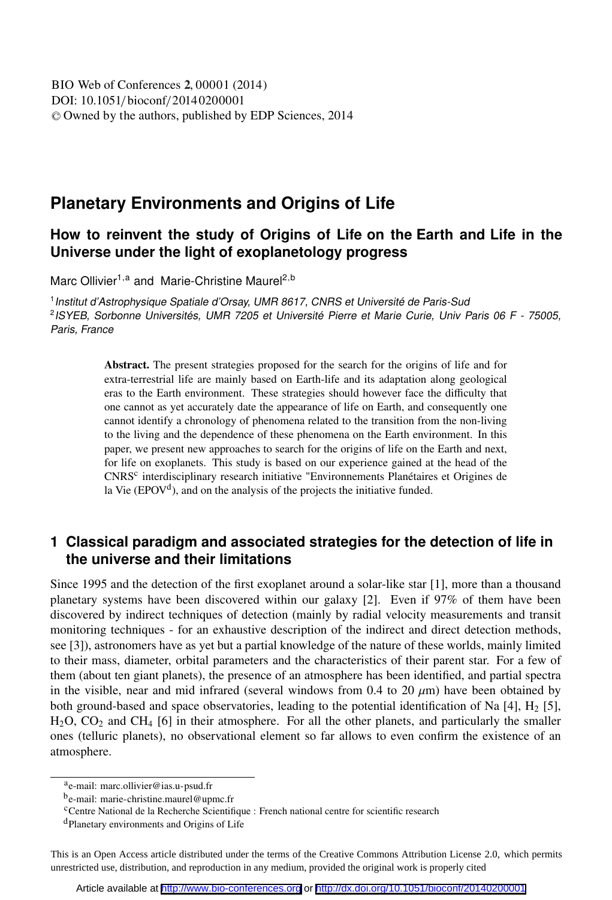# Planetary Environments and Origins of Life

## How to reinvent the study of Origins of Life on the Earth and Life in the Universe under the light of exoplanetology progress

Marc Ollivier[1,a] and Marie-Christine Maurel[2,b]

[1] *Institut d'Astrophysique Spatiale d'Orsay, UMR 8617, CNRS et Université de Paris-Sud*
[2] *ISYEB, Sorbonne Universités, UMR 7205 et Université Pierre et Marie Curie, Univ Paris 06 F - 75005, Paris, France*

**Abstract.** The present strategies proposed for the search for the origins of life and for extra-terrestrial life are mainly based on Earth-life and its adaptation along geological eras to the Earth environment. These strategies should however face the difficulty that one cannot as yet accurately date the appearance of life on Earth, and consequently one cannot identify a chronology of phenomena related to the transition from the non-living to the living and the dependence of these phenomena on the Earth environment. In this paper, we present new approaches to search for the origins of life on the Earth and next, for life on exoplanets. This study is based on our experience gained at the head of the CNRS[c] interdisciplinary research initiative "Environnements Planétaires et Origines de la Vie (EPOV[d]), and on the analysis of the projects the initiative funded.

## 1 Classical paradigm and associated strategies for the detection of life in the universe and their limitations

Since 1995 and the detection of the first exoplanet around a solar-like star [1], more than a thousand planetary systems have been discovered within our galaxy [2]. Even if 97% of them have been discovered by indirect techniques of detection (mainly by radial velocity measurements and transit monitoring techniques - for an exhaustive description of the indirect and direct detection methods, see [3]), astronomers have as yet but a partial knowledge of the nature of these worlds, mainly limited to their mass, diameter, orbital parameters and the characteristics of their parent star. For a few of them (about ten giant planets), the presence of an atmosphere has been identified, and partial spectra in the visible, near and mid infrared (several windows from 0.4 to 20 $\mu$m) have been obtained by both ground-based and space observatories, leading to the potential identification of Na [4], $H_2$ [5], $H_2O$, $CO_2$ and $CH_4$ [6] in their atmosphere. For all the other planets, and particularly the smaller ones (telluric planets), no observational element so far allows to even confirm the existence of an atmosphere.

[a] e-mail: marc.ollivier@ias.u-psud.fr
[b] e-mail: marie-christine.maurel@upmc.fr
[c] Centre National de la Recherche Scientifique : French national centre for scientific research
[d] Planetary environments and Origins of Life

This is an Open Access article distributed under the terms of the Creative Commons Attribution License 2.0, which permits unrestricted use, distribution, and reproduction in any medium, provided the original work is properly cited

Article available at http://www.bio-conferences.org or http://dx.doi.org/10.1051/bioconf/20140200001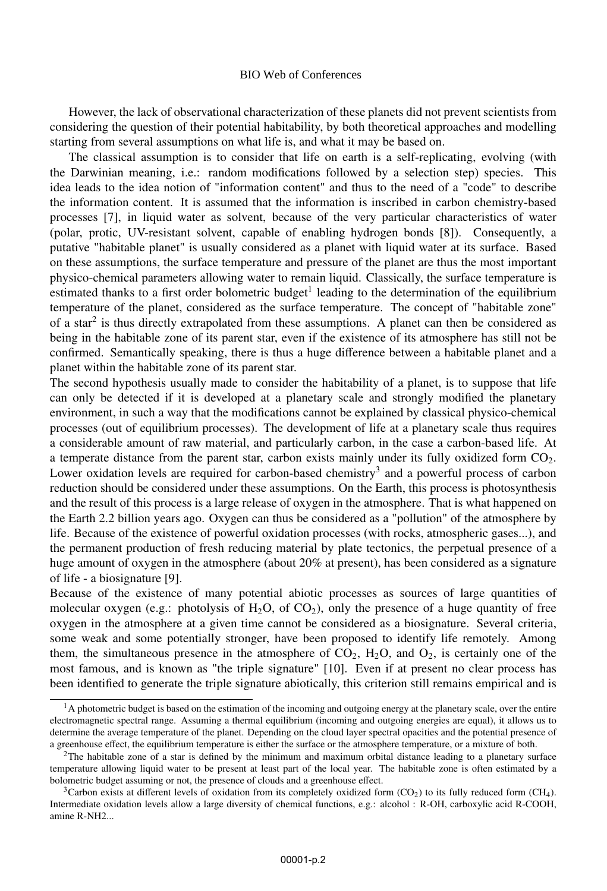However, the lack of observational characterization of these planets did not prevent scientists from considering the question of their potential habitability, by both theoretical approaches and modelling starting from several assumptions on what life is, and what it may be based on.

The classical assumption is to consider that life on earth is a self-replicating, evolving (with the Darwinian meaning, i.e.: random modifications followed by a selection step) species. This idea leads to the idea notion of "information content" and thus to the need of a "code" to describe the information content. It is assumed that the information is inscribed in carbon chemistry-based processes [7], in liquid water as solvent, because of the very particular characteristics of water (polar, protic, UV-resistant solvent, capable of enabling hydrogen bonds [8]). Consequently, a putative "habitable planet" is usually considered as a planet with liquid water at its surface. Based on these assumptions, the surface temperature and pressure of the planet are thus the most important physico-chemical parameters allowing water to remain liquid. Classically, the surface temperature is estimated thanks to a first order bolometric budget[1] leading to the determination of the equilibrium temperature of the planet, considered as the surface temperature. The concept of "habitable zone" of a star[2] is thus directly extrapolated from these assumptions. A planet can then be considered as being in the habitable zone of its parent star, even if the existence of its atmosphere has still not be confirmed. Semantically speaking, there is thus a huge difference between a habitable planet and a planet within the habitable zone of its parent star.

The second hypothesis usually made to consider the habitability of a planet, is to suppose that life can only be detected if it is developed at a planetary scale and strongly modified the planetary environment, in such a way that the modifications cannot be explained by classical physico-chemical processes (out of equilibrium processes). The development of life at a planetary scale thus requires a considerable amount of raw material, and particularly carbon, in the case a carbon-based life. At a temperate distance from the parent star, carbon exists mainly under its fully oxidized form $CO_2$. Lower oxidation levels are required for carbon-based chemistry[3] and a powerful process of carbon reduction should be considered under these assumptions. On the Earth, this process is photosynthesis and the result of this process is a large release of oxygen in the atmosphere. That is what happened on the Earth 2.2 billion years ago. Oxygen can thus be considered as a "pollution" of the atmosphere by life. Because of the existence of powerful oxidation processes (with rocks, atmospheric gases...), and the permanent production of fresh reducing material by plate tectonics, the perpetual presence of a huge amount of oxygen in the atmosphere (about 20% at present), has been considered as a signature of life - a biosignature [9].

Because of the existence of many potential abiotic processes as sources of large quantities of molecular oxygen (e.g.: photolysis of $H_2O$, of $CO_2$), only the presence of a huge quantity of free oxygen in the atmosphere at a given time cannot be considered as a biosignature. Several criteria, some weak and some potentially stronger, have been proposed to identify life remotely. Among them, the simultaneous presence in the atmosphere of $CO_2$, $H_2O$, and $O_2$, is certainly one of the most famous, and is known as "the triple signature" [10]. Even if at present no clear process has been identified to generate the triple signature abiotically, this criterion still remains empirical and is

---

[1] A photometric budget is based on the estimation of the incoming and outgoing energy at the planetary scale, over the entire electromagnetic spectral range. Assuming a thermal equilibrium (incoming and outgoing energies are equal), it allows us to determine the average temperature of the planet. Depending on the cloud layer spectral opacities and the potential presence of a greenhouse effect, the equilibrium temperature is either the surface or the atmosphere temperature, or a mixture of both.

[2] The habitable zone of a star is defined by the minimum and maximum orbital distance leading to a planetary surface temperature allowing liquid water to be present at least part of the local year. The habitable zone is often estimated by a bolometric budget assuming or not, the presence of clouds and a greenhouse effect.

[3] Carbon exists at different levels of oxidation from its completely oxidized form ($CO_2$) to its fully reduced form ($CH_4$). Intermediate oxidation levels allow a large diversity of chemical functions, e.g.: alcohol : R-OH, carboxylic acid R-COOH, amine R-NH2...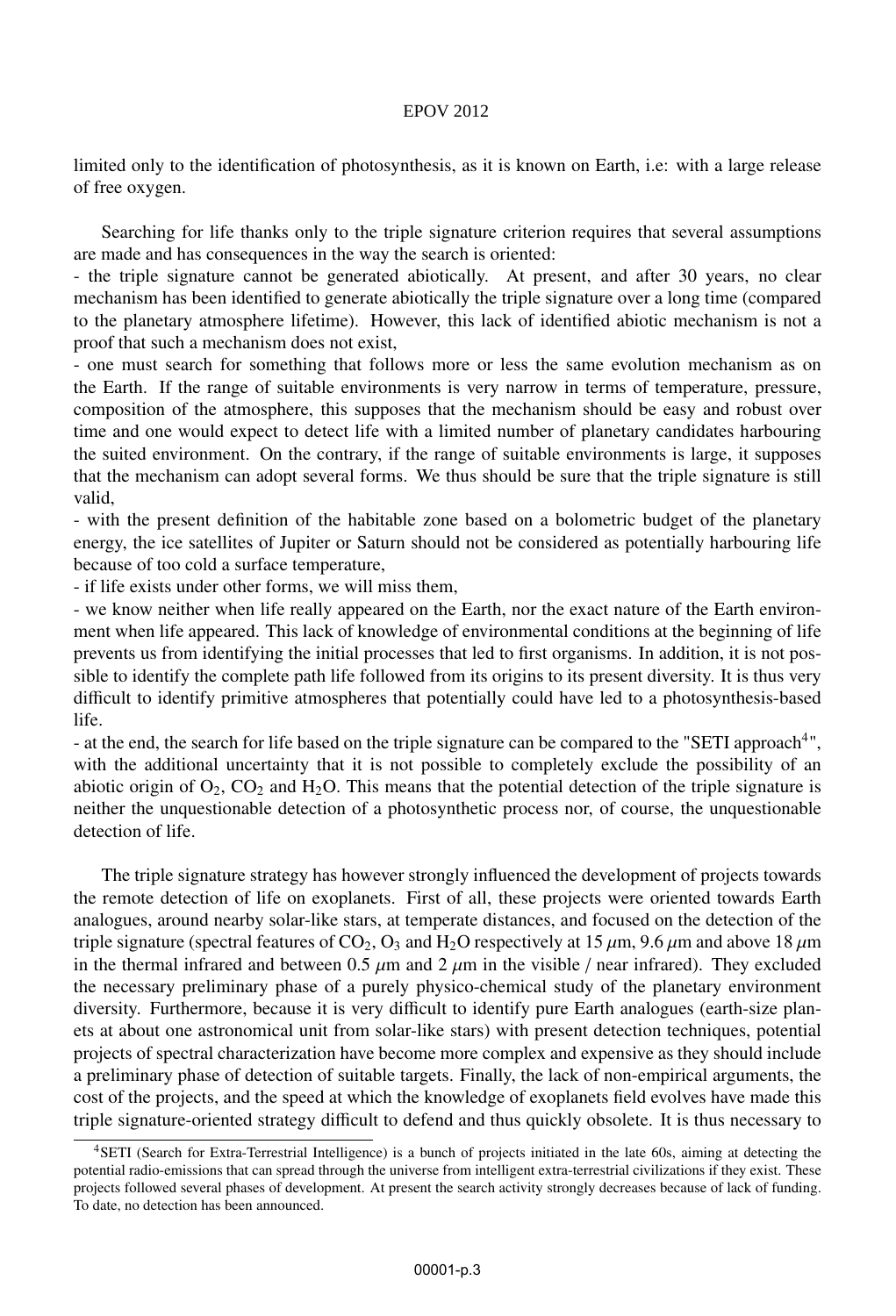limited only to the identification of photosynthesis, as it is known on Earth, i.e: with a large release of free oxygen.

Searching for life thanks only to the triple signature criterion requires that several assumptions are made and has consequences in the way the search is oriented:
- the triple signature cannot be generated abiotically. At present, and after 30 years, no clear mechanism has been identified to generate abiotically the triple signature over a long time (compared to the planetary atmosphere lifetime). However, this lack of identified abiotic mechanism is not a proof that such a mechanism does not exist,
- one must search for something that follows more or less the same evolution mechanism as on the Earth. If the range of suitable environments is very narrow in terms of temperature, pressure, composition of the atmosphere, this supposes that the mechanism should be easy and robust over time and one would expect to detect life with a limited number of planetary candidates harbouring the suited environment. On the contrary, if the range of suitable environments is large, it supposes that the mechanism can adopt several forms. We thus should be sure that the triple signature is still valid,
- with the present definition of the habitable zone based on a bolometric budget of the planetary energy, the ice satellites of Jupiter or Saturn should not be considered as potentially harbouring life because of too cold a surface temperature,
- if life exists under other forms, we will miss them,
- we know neither when life really appeared on the Earth, nor the exact nature of the Earth environment when life appeared. This lack of knowledge of environmental conditions at the beginning of life prevents us from identifying the initial processes that led to first organisms. In addition, it is not possible to identify the complete path life followed from its origins to its present diversity. It is thus very difficult to identify primitive atmospheres that potentially could have led to a photosynthesis-based life.
- at the end, the search for life based on the triple signature can be compared to the "SETI approach[4]", with the additional uncertainty that it is not possible to completely exclude the possibility of an abiotic origin of $O_2$, $CO_2$ and $H_2O$. This means that the potential detection of the triple signature is neither the unquestionable detection of a photosynthetic process nor, of course, the unquestionable detection of life.

The triple signature strategy has however strongly influenced the development of projects towards the remote detection of life on exoplanets. First of all, these projects were oriented towards Earth analogues, around nearby solar-like stars, at temperate distances, and focused on the detection of the triple signature (spectral features of $CO_2$, $O_3$ and $H_2O$ respectively at 15 $\mu$m, 9.6 $\mu$m and above 18 $\mu$m in the thermal infrared and between 0.5 $\mu$m and 2 $\mu$m in the visible / near infrared). They excluded the necessary preliminary phase of a purely physico-chemical study of the planetary environment diversity. Furthermore, because it is very difficult to identify pure Earth analogues (earth-size planets at about one astronomical unit from solar-like stars) with present detection techniques, potential projects of spectral characterization have become more complex and expensive as they should include a preliminary phase of detection of suitable targets. Finally, the lack of non-empirical arguments, the cost of the projects, and the speed at which the knowledge of exoplanets field evolves have made this triple signature-oriented strategy difficult to defend and thus quickly obsolete. It is thus necessary to

[4]SETI (Search for Extra-Terrestrial Intelligence) is a bunch of projects initiated in the late 60s, aiming at detecting the potential radio-emissions that can spread through the universe from intelligent extra-terrestrial civilizations if they exist. These projects followed several phases of development. At present the search activity strongly decreases because of lack of funding. To date, no detection has been announced.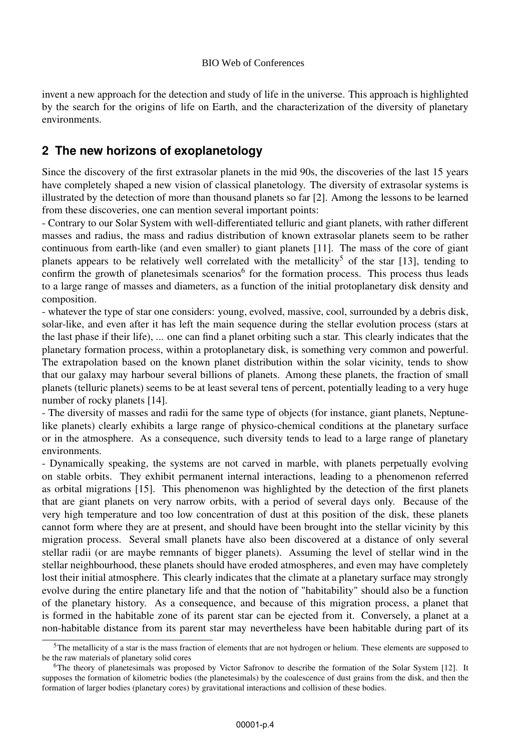invent a new approach for the detection and study of life in the universe. This approach is highlighted by the search for the origins of life on Earth, and the characterization of the diversity of planetary environments.

## 2 The new horizons of exoplanetology

Since the discovery of the first extrasolar planets in the mid 90s, the discoveries of the last 15 years have completely shaped a new vision of classical planetology. The diversity of extrasolar systems is illustrated by the detection of more than thousand planets so far [2]. Among the lessons to be learned from these discoveries, one can mention several important points:

- Contrary to our Solar System with well-differentiated telluric and giant planets, with rather different masses and radius, the mass and radius distribution of known extrasolar planets seem to be rather continuous from earth-like (and even smaller) to giant planets [11]. The mass of the core of giant planets appears to be relatively well correlated with the metallicity[5] of the star [13], tending to confirm the growth of planetesimals scenarios[6] for the formation process. This process thus leads to a large range of masses and diameters, as a function of the initial protoplanetary disk density and composition.
- whatever the type of star one considers: young, evolved, massive, cool, surrounded by a debris disk, solar-like, and even after it has left the main sequence during the stellar evolution process (stars at the last phase if their life), ... one can find a planet orbiting such a star. This clearly indicates that the planetary formation process, within a protoplanetary disk, is something very common and powerful. The extrapolation based on the known planet distribution within the solar vicinity, tends to show that our galaxy may harbour several billions of planets. Among these planets, the fraction of small planets (telluric planets) seems to be at least several tens of percent, potentially leading to a very huge number of rocky planets [14].
- The diversity of masses and radii for the same type of objects (for instance, giant planets, Neptune-like planets) clearly exhibits a large range of physico-chemical conditions at the planetary surface or in the atmosphere. As a consequence, such diversity tends to lead to a large range of planetary environments.
- Dynamically speaking, the systems are not carved in marble, with planets perpetually evolving on stable orbits. They exhibit permanent internal interactions, leading to a phenomenon referred as orbital migrations [15]. This phenomenon was highlighted by the detection of the first planets that are giant planets on very narrow orbits, with a period of several days only. Because of the very high temperature and too low concentration of dust at this position of the disk, these planets cannot form where they are at present, and should have been brought into the stellar vicinity by this migration process. Several small planets have also been discovered at a distance of only several stellar radii (or are maybe remnants of bigger planets). Assuming the level of stellar wind in the stellar neighbourhood, these planets should have eroded atmospheres, and even may have completely lost their initial atmosphere. This clearly indicates that the climate at a planetary surface may strongly evolve during the entire planetary life and that the notion of "habitability" should also be a function of the planetary history. As a consequence, and because of this migration process, a planet that is formed in the habitable zone of its parent star can be ejected from it. Conversely, a planet at a non-habitable distance from its parent star may nevertheless have been habitable during part of its

[5] The metallicity of a star is the mass fraction of elements that are not hydrogen or helium. These elements are supposed to be the raw materials of planetary solid cores

[6] The theory of planetesimals was proposed by Victor Safronov to describe the formation of the Solar System [12]. It supposes the formation of kilometric bodies (the planetesimals) by the coalescence of dust grains from the disk, and then the formation of larger bodies (planetary cores) by gravitational interactions and collision of these bodies.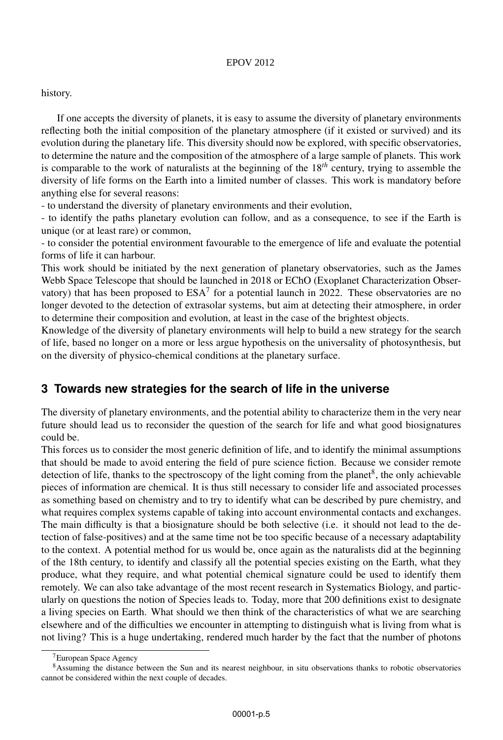history.

If one accepts the diversity of planets, it is easy to assume the diversity of planetary environments reflecting both the initial composition of the planetary atmosphere (if it existed or survived) and its evolution during the planetary life. This diversity should now be explored, with specific observatories, to determine the nature and the composition of the atmosphere of a large sample of planets. This work is comparable to the work of naturalists at the beginning of the $18^{th}$ century, trying to assemble the diversity of life forms on the Earth into a limited number of classes. This work is mandatory before anything else for several reasons:

- to understand the diversity of planetary environments and their evolution,
- to identify the paths planetary evolution can follow, and as a consequence, to see if the Earth is unique (or at least rare) or common,
- to consider the potential environment favourable to the emergence of life and evaluate the potential forms of life it can harbour.

This work should be initiated by the next generation of planetary observatories, such as the James Webb Space Telescope that should be launched in 2018 or EChO (Exoplanet Characterization Observatory) that has been proposed to ESA[7] for a potential launch in 2022. These observatories are no longer devoted to the detection of extrasolar systems, but aim at detecting their atmosphere, in order to determine their composition and evolution, at least in the case of the brightest objects.

Knowledge of the diversity of planetary environments will help to build a new strategy for the search of life, based no longer on a more or less argue hypothesis on the universality of photosynthesis, but on the diversity of physico-chemical conditions at the planetary surface.

## 3 Towards new strategies for the search of life in the universe

The diversity of planetary environments, and the potential ability to characterize them in the very near future should lead us to reconsider the question of the search for life and what good biosignatures could be.

This forces us to consider the most generic definition of life, and to identify the minimal assumptions that should be made to avoid entering the field of pure science fiction. Because we consider remote detection of life, thanks to the spectroscopy of the light coming from the planet[8], the only achievable pieces of information are chemical. It is thus still necessary to consider life and associated processes as something based on chemistry and to try to identify what can be described by pure chemistry, and what requires complex systems capable of taking into account environmental contacts and exchanges. The main difficulty is that a biosignature should be both selective (i.e. it should not lead to the detection of false-positives) and at the same time not be too specific because of a necessary adaptability to the context. A potential method for us would be, once again as the naturalists did at the beginning of the 18th century, to identify and classify all the potential species existing on the Earth, what they produce, what they require, and what potential chemical signature could be used to identify them remotely. We can also take advantage of the most recent research in Systematics Biology, and particularly on questions the notion of Species leads to. Today, more that 200 definitions exist to designate a living species on Earth. What should we then think of the characteristics of what we are searching elsewhere and of the difficulties we encounter in attempting to distinguish what is living from what is not living? This is a huge undertaking, rendered much harder by the fact that the number of photons

[7] European Space Agency

[8] Assuming the distance between the Sun and its nearest neighbour, in situ observations thanks to robotic observatories cannot be considered within the next couple of decades.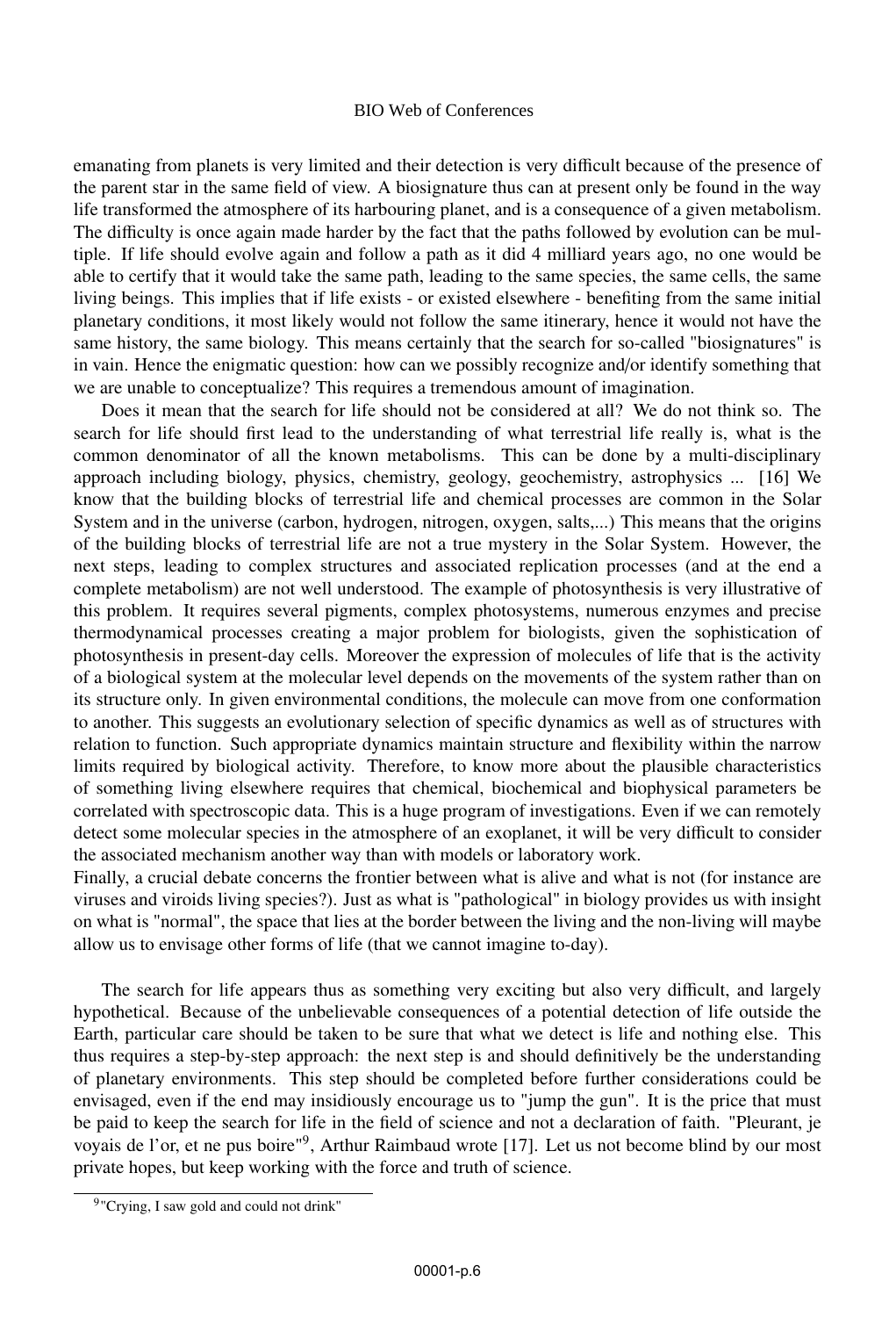emanating from planets is very limited and their detection is very difficult because of the presence of the parent star in the same field of view. A biosignature thus can at present only be found in the way life transformed the atmosphere of its harbouring planet, and is a consequence of a given metabolism. The difficulty is once again made harder by the fact that the paths followed by evolution can be multiple. If life should evolve again and follow a path as it did 4 milliard years ago, no one would be able to certify that it would take the same path, leading to the same species, the same cells, the same living beings. This implies that if life exists - or existed elsewhere - benefiting from the same initial planetary conditions, it most likely would not follow the same itinerary, hence it would not have the same history, the same biology. This means certainly that the search for so-called "biosignatures" is in vain. Hence the enigmatic question: how can we possibly recognize and/or identify something that we are unable to conceptualize? This requires a tremendous amount of imagination.

Does it mean that the search for life should not be considered at all? We do not think so. The search for life should first lead to the understanding of what terrestrial life really is, what is the common denominator of all the known metabolisms. This can be done by a multi-disciplinary approach including biology, physics, chemistry, geology, geochemistry, astrophysics ... [16] We know that the building blocks of terrestrial life and chemical processes are common in the Solar System and in the universe (carbon, hydrogen, nitrogen, oxygen, salts,...) This means that the origins of the building blocks of terrestrial life are not a true mystery in the Solar System. However, the next steps, leading to complex structures and associated replication processes (and at the end a complete metabolism) are not well understood. The example of photosynthesis is very illustrative of this problem. It requires several pigments, complex photosystems, numerous enzymes and precise thermodynamical processes creating a major problem for biologists, given the sophistication of photosynthesis in present-day cells. Moreover the expression of molecules of life that is the activity of a biological system at the molecular level depends on the movements of the system rather than on its structure only. In given environmental conditions, the molecule can move from one conformation to another. This suggests an evolutionary selection of specific dynamics as well as of structures with relation to function. Such appropriate dynamics maintain structure and flexibility within the narrow limits required by biological activity. Therefore, to know more about the plausible characteristics of something living elsewhere requires that chemical, biochemical and biophysical parameters be correlated with spectroscopic data. This is a huge program of investigations. Even if we can remotely detect some molecular species in the atmosphere of an exoplanet, it will be very difficult to consider the associated mechanism another way than with models or laboratory work.

Finally, a crucial debate concerns the frontier between what is alive and what is not (for instance are viruses and viroids living species?). Just as what is "pathological" in biology provides us with insight on what is "normal", the space that lies at the border between the living and the non-living will maybe allow us to envisage other forms of life (that we cannot imagine to-day).

The search for life appears thus as something very exciting but also very difficult, and largely hypothetical. Because of the unbelievable consequences of a potential detection of life outside the Earth, particular care should be taken to be sure that what we detect is life and nothing else. This thus requires a step-by-step approach: the next step is and should definitively be the understanding of planetary environments. This step should be completed before further considerations could be envisaged, even if the end may insidiously encourage us to "jump the gun". It is the price that must be paid to keep the search for life in the field of science and not a declaration of faith. "Pleurant, je voyais de l'or, et ne pus boire"[9], Arthur Raimbaud wrote [17]. Let us not become blind by our most private hopes, but keep working with the force and truth of science.

[9] "Crying, I saw gold and could not drink"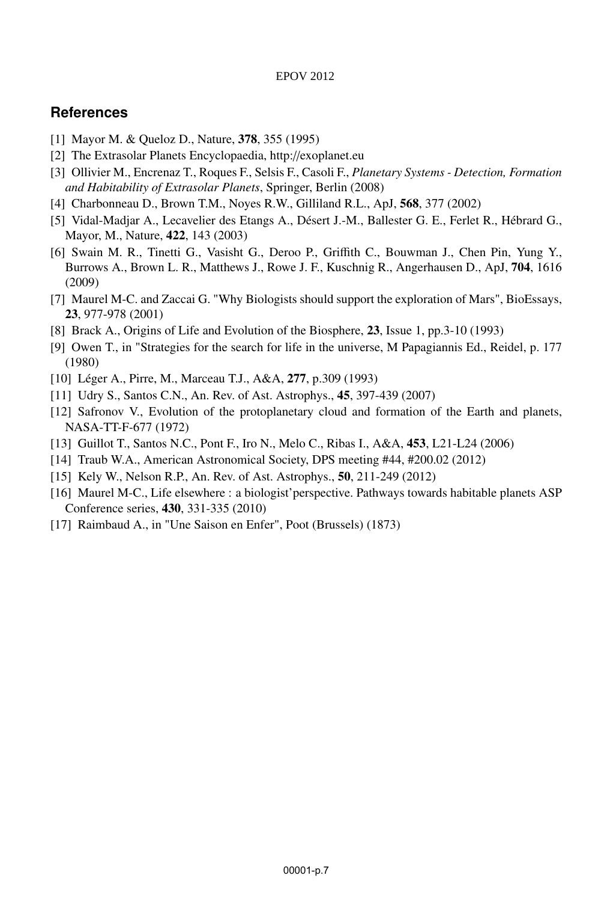## References

[1] Mayor M. & Queloz D., Nature, **378**, 355 (1995)

[2] The Extrasolar Planets Encyclopaedia, http://exoplanet.eu

[3] Ollivier M., Encrenaz T., Roques F., Selsis F., Casoli F., *Planetary Systems - Detection, Formation and Habitability of Extrasolar Planets*, Springer, Berlin (2008)

[4] Charbonneau D., Brown T.M., Noyes R.W., Gilliland R.L., ApJ, **568**, 377 (2002)

[5] Vidal-Madjar A., Lecavelier des Etangs A., Désert J.-M., Ballester G. E., Ferlet R., Hébrard G., Mayor, M., Nature, **422**, 143 (2003)

[6] Swain M. R., Tinetti G., Vasisht G., Deroo P., Griffith C., Bouwman J., Chen Pin, Yung Y., Burrows A., Brown L. R., Matthews J., Rowe J. F., Kuschnig R., Angerhausen D., ApJ, **704**, 1616 (2009)

[7] Maurel M-C. and Zaccai G. "Why Biologists should support the exploration of Mars", BioEssays, **23**, 977-978 (2001)

[8] Brack A., Origins of Life and Evolution of the Biosphere, **23**, Issue 1, pp.3-10 (1993)

[9] Owen T., in "Strategies for the search for life in the universe, M Papagiannis Ed., Reidel, p. 177 (1980)

[10] Léger A., Pirre, M., Marceau T.J., A&A, **277**, p.309 (1993)

[11] Udry S., Santos C.N., An. Rev. of Ast. Astrophys., **45**, 397-439 (2007)

[12] Safronov V., Evolution of the protoplanetary cloud and formation of the Earth and planets, NASA-TT-F-677 (1972)

[13] Guillot T., Santos N.C., Pont F., Iro N., Melo C., Ribas I., A&A, **453**, L21-L24 (2006)

[14] Traub W.A., American Astronomical Society, DPS meeting #44, #200.02 (2012)

[15] Kely W., Nelson R.P., An. Rev. of Ast. Astrophys., **50**, 211-249 (2012)

[16] Maurel M-C., Life elsewhere : a biologist'perspective. Pathways towards habitable planets ASP Conference series, **430**, 331-335 (2010)

[17] Raimbaud A., in "Une Saison en Enfer", Poot (Brussels) (1873)